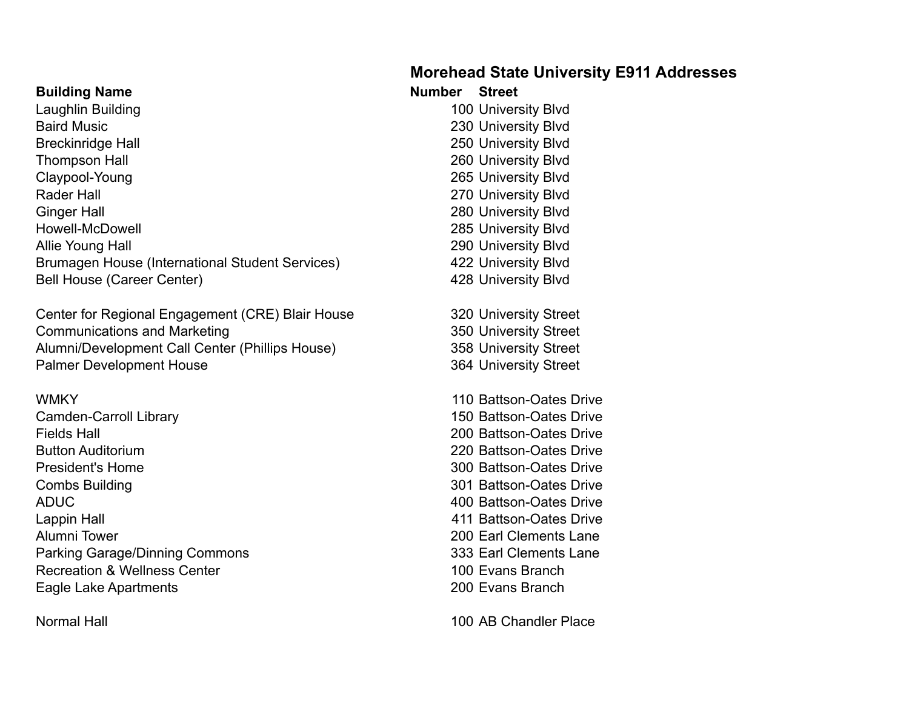# Morehead State University E911 Addresses

| Building Name | Number | Street |
|---|---|---|
| Laughlin Building | 100 | University Blvd |
| Baird Music | 230 | University Blvd |
| Breckinridge Hall | 250 | University Blvd |
| Thompson Hall | 260 | University Blvd |
| Claypool-Young | 265 | University Blvd |
| Rader Hall | 270 | University Blvd |
| Ginger Hall | 280 | University Blvd |
| Howell-McDowell | 285 | University Blvd |
| Allie Young Hall | 290 | University Blvd |
| Brumagen House (International Student Services) | 422 | University Blvd |
| Bell House (Career Center) | 428 | University Blvd |
| | | |
| Center for Regional Engagement (CRE) Blair House | 320 | University Street |
| Communications and Marketing | 350 | University Street |
| Alumni/Development Call Center (Phillips House) | 358 | University Street |
| Palmer Development House | 364 | University Street |
| | | |
| WMKY | 110 | Battson-Oates Drive |
| Camden-Carroll Library | 150 | Battson-Oates Drive |
| Fields Hall | 200 | Battson-Oates Drive |
| Button Auditorium | 220 | Battson-Oates Drive |
| President's Home | 300 | Battson-Oates Drive |
| Combs Building | 301 | Battson-Oates Drive |
| ADUC | 400 | Battson-Oates Drive |
| Lappin Hall | 411 | Battson-Oates Drive |
| Alumni Tower | 200 | Earl Clements Lane |
| Parking Garage/Dinning Commons | 333 | Earl Clements Lane |
| Recreation & Wellness Center | 100 | Evans Branch |
| Eagle Lake Apartments | 200 | Evans Branch |
| | | |
| Normal Hall | 100 | AB Chandler Place |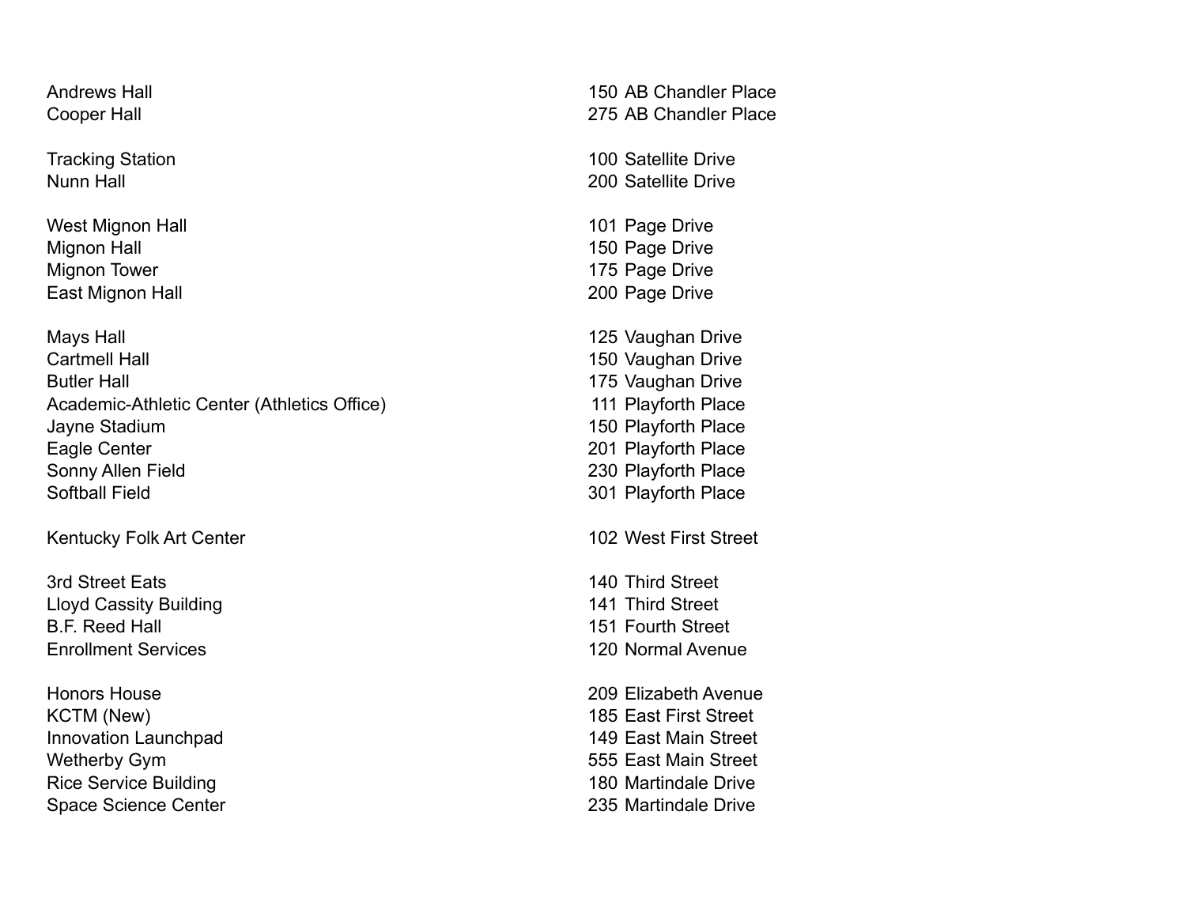| | |
|---|---|
| Andrews Hall | 150 AB Chandler Place |
| Cooper Hall | 275 AB Chandler Place |
| | |
| Tracking Station | 100 Satellite Drive |
| Nunn Hall | 200 Satellite Drive |
| | |
| West Mignon Hall | 101 Page Drive |
| Mignon Hall | 150 Page Drive |
| Mignon Tower | 175 Page Drive |
| East Mignon Hall | 200 Page Drive |
| | |
| Mays Hall | 125 Vaughan Drive |
| Cartmell Hall | 150 Vaughan Drive |
| Butler Hall | 175 Vaughan Drive |
| Academic-Athletic Center (Athletics Office) | 111 Playforth Place |
| Jayne Stadium | 150 Playforth Place |
| Eagle Center | 201 Playforth Place |
| Sonny Allen Field | 230 Playforth Place |
| Softball Field | 301 Playforth Place |
| | |
| Kentucky Folk Art Center | 102 West First Street |
| | |
| 3rd Street Eats | 140 Third Street |
| Lloyd Cassity Building | 141 Third Street |
| B.F. Reed Hall | 151 Fourth Street |
| Enrollment Services | 120 Normal Avenue |
| | |
| Honors House | 209 Elizabeth Avenue |
| KCTM (New) | 185 East First Street |
| Innovation Launchpad | 149 East Main Street |
| Wetherby Gym | 555 East Main Street |
| Rice Service Building | 180 Martindale Drive |
| Space Science Center | 235 Martindale Drive |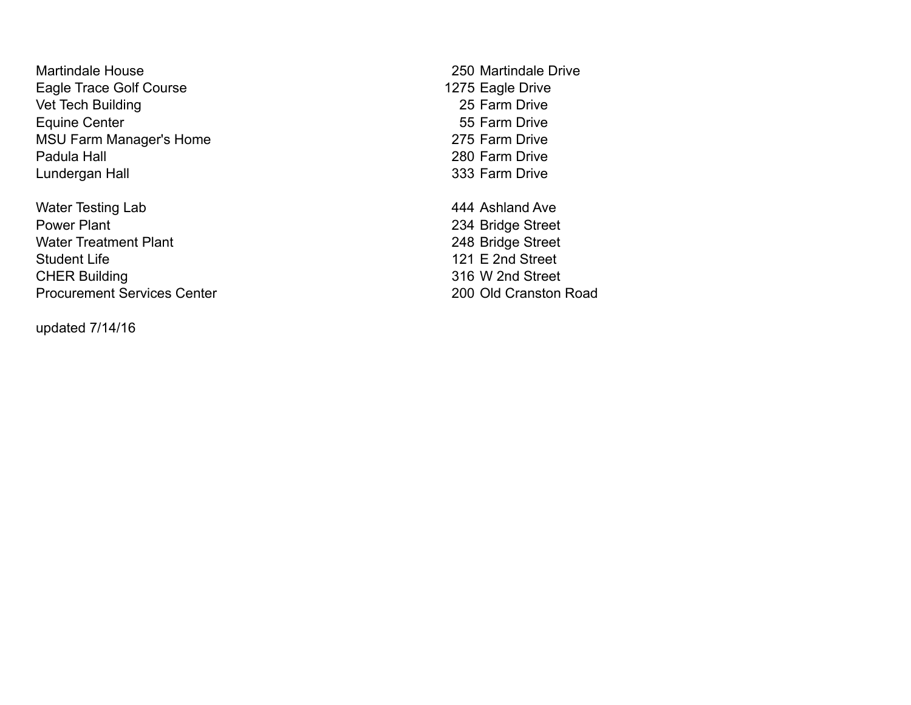| | |
|---|---|
| Martindale House | 250 Martindale Drive |
| Eagle Trace Golf Course | 1275 Eagle Drive |
| Vet Tech Building | 25 Farm Drive |
| Equine Center | 55 Farm Drive |
| MSU Farm Manager's Home | 275 Farm Drive |
| Padula Hall | 280 Farm Drive |
| Lundergan Hall | 333 Farm Drive |
| | |
| Water Testing Lab | 444 Ashland Ave |
| Power Plant | 234 Bridge Street |
| Water Treatment Plant | 248 Bridge Street |
| Student Life | 121 E 2nd Street |
| CHER Building | 316 W 2nd Street |
| Procurement Services Center | 200 Old Cranston Road |

updated 7/14/16